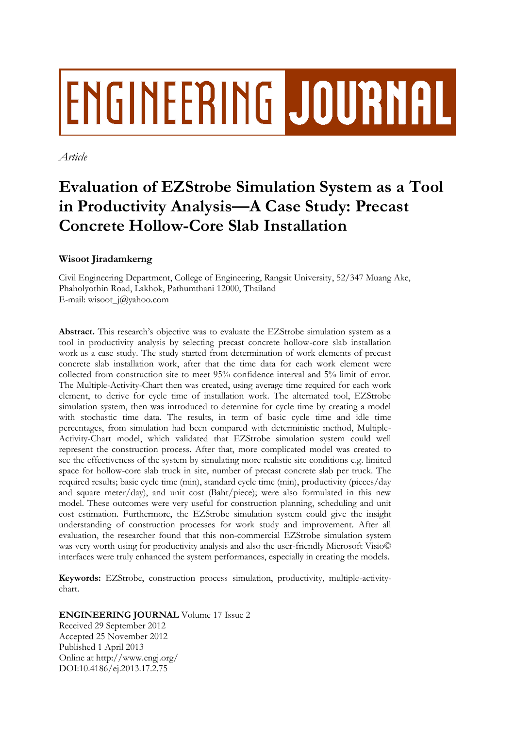ENGINEERING JOURNAL

*Article*

# Evaluation of EZStrobe Simulation System as a Tool in Productivity Analysis—A Case Study: Precast Concrete Hollow-Core Slab Installation

**Wisoot Jiradamkerng**

Civil Engineering Department, College of Engineering, Rangsit University, 52/347 Muang Ake, Phaholyothin Road, Lakhok, Pathumthani 12000, Thailand
E-mail: wisoot_j@yahoo.com

**Abstract.** This research's objective was to evaluate the EZStrobe simulation system as a tool in productivity analysis by selecting precast concrete hollow-core slab installation work as a case study. The study started from determination of work elements of precast concrete slab installation work, after that the time data for each work element were collected from construction site to meet 95% confidence interval and 5% limit of error. The Multiple-Activity-Chart then was created, using average time required for each work element, to derive for cycle time of installation work. The alternated tool, EZStrobe simulation system, then was introduced to determine for cycle time by creating a model with stochastic time data. The results, in term of basic cycle time and idle time percentages, from simulation had been compared with deterministic method, Multiple-Activity-Chart model, which validated that EZStrobe simulation system could well represent the construction process. After that, more complicated model was created to see the effectiveness of the system by simulating more realistic site conditions e.g. limited space for hollow-core slab truck in site, number of precast concrete slab per truck. The required results; basic cycle time (min), standard cycle time (min), productivity (pieces/day and square meter/day), and unit cost (Baht/piece); were also formulated in this new model. These outcomes were very useful for construction planning, scheduling and unit cost estimation. Furthermore, the EZStrobe simulation system could give the insight understanding of construction processes for work study and improvement. After all evaluation, the researcher found that this non-commercial EZStrobe simulation system was very worth using for productivity analysis and also the user-friendly Microsoft Visio© interfaces were truly enhanced the system performances, especially in creating the models.

**Keywords:** EZStrobe, construction process simulation, productivity, multiple-activity-chart.

**ENGINEERING JOURNAL** Volume 17 Issue 2
Received 29 September 2012
Accepted 25 November 2012
Published 1 April 2013
Online at http://www.engj.org/
DOI:10.4186/ej.2013.17.2.75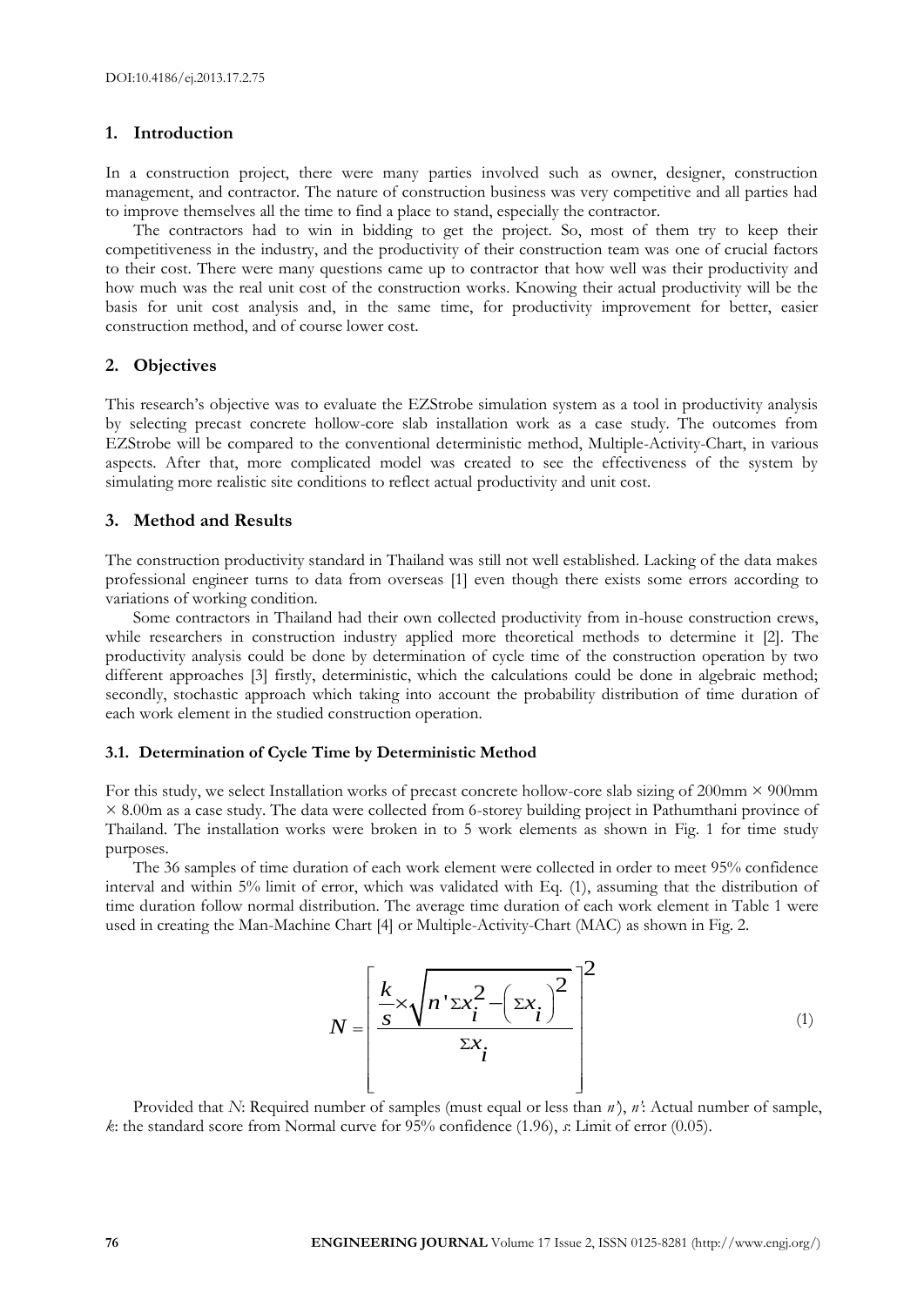## 1. Introduction

In a construction project, there were many parties involved such as owner, designer, construction management, and contractor. The nature of construction business was very competitive and all parties had to improve themselves all the time to find a place to stand, especially the contractor.

The contractors had to win in bidding to get the project. So, most of them try to keep their competitiveness in the industry, and the productivity of their construction team was one of crucial factors to their cost. There were many questions came up to contractor that how well was their productivity and how much was the real unit cost of the construction works. Knowing their actual productivity will be the basis for unit cost analysis and, in the same time, for productivity improvement for better, easier construction method, and of course lower cost.

## 2. Objectives

This research's objective was to evaluate the EZStrobe simulation system as a tool in productivity analysis by selecting precast concrete hollow-core slab installation work as a case study. The outcomes from EZStrobe will be compared to the conventional deterministic method, Multiple-Activity-Chart, in various aspects. After that, more complicated model was created to see the effectiveness of the system by simulating more realistic site conditions to reflect actual productivity and unit cost.

## 3. Method and Results

The construction productivity standard in Thailand was still not well established. Lacking of the data makes professional engineer turns to data from overseas [1] even though there exists some errors according to variations of working condition.

Some contractors in Thailand had their own collected productivity from in-house construction crews, while researchers in construction industry applied more theoretical methods to determine it [2]. The productivity analysis could be done by determination of cycle time of the construction operation by two different approaches [3] firstly, deterministic, which the calculations could be done in algebraic method; secondly, stochastic approach which taking into account the probability distribution of time duration of each work element in the studied construction operation.

### 3.1. Determination of Cycle Time by Deterministic Method

For this study, we select Installation works of precast concrete hollow-core slab sizing of 200mm × 900mm × 8.00m as a case study. The data were collected from 6-storey building project in Pathumthani province of Thailand. The installation works were broken in to 5 work elements as shown in Fig. 1 for time study purposes.

The 36 samples of time duration of each work element were collected in order to meet 95% confidence interval and within 5% limit of error, which was validated with Eq. (1), assuming that the distribution of time duration follow normal distribution. The average time duration of each work element in Table 1 were used in creating the Man-Machine Chart [4] or Multiple-Activity-Chart (MAC) as shown in Fig. 2.

$$N = \left[ \frac{\frac{k}{s} \times \sqrt{n' \Sigma x_i^2 - \left( \Sigma x_i \right)^2}}{\Sigma x_i} \right]^2 \tag{1}$$

Provided that $N$: Required number of samples (must equal or less than $n'$), $n'$: Actual number of sample, $k$: the standard score from Normal curve for 95% confidence (1.96), $s$: Limit of error (0.05).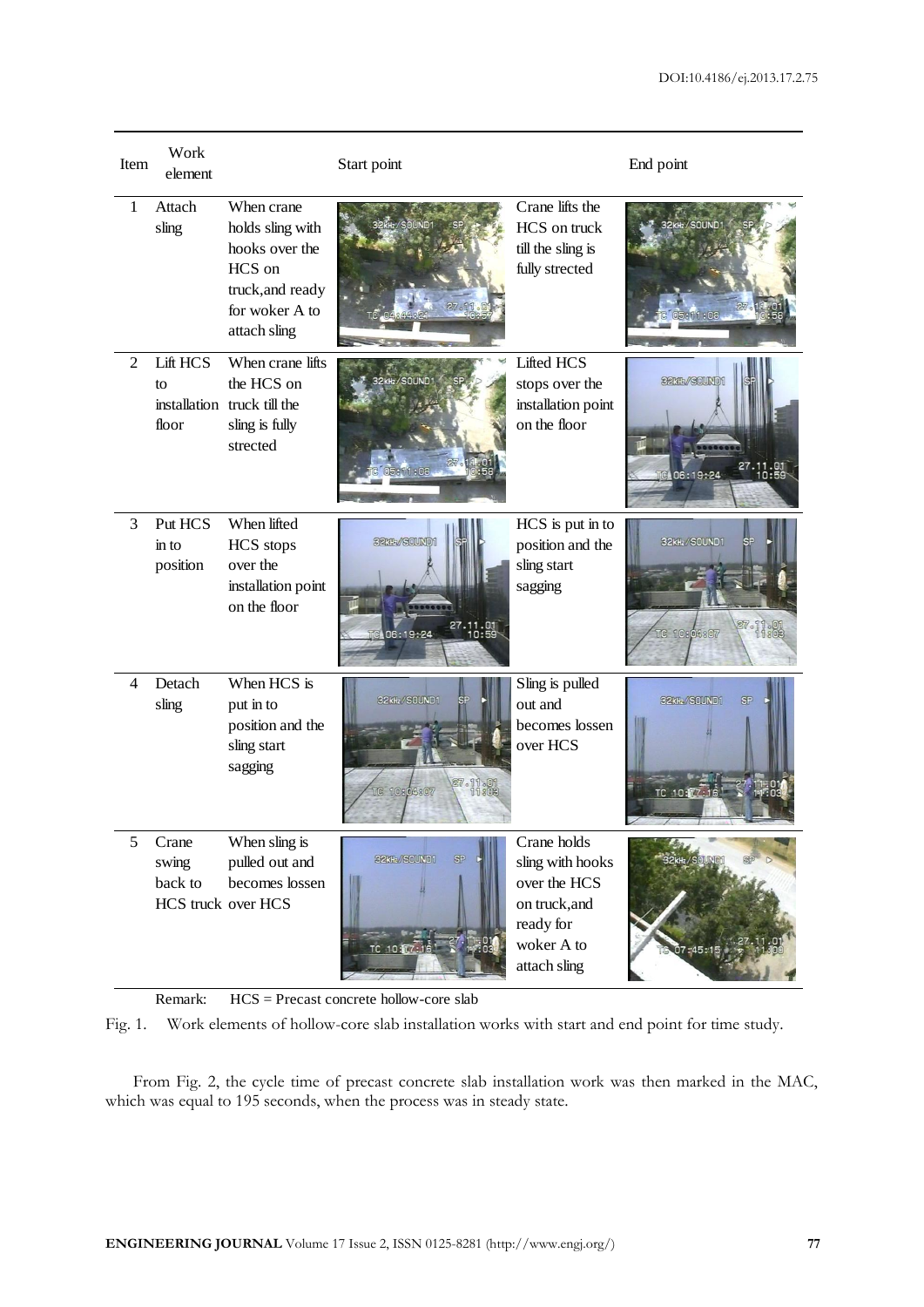| Item | Work element | Start point | | End point | |
|---|---|---|---|---|---|
| 1 | Attach sling | When crane holds sling with hooks over the HCS on truck,and ready for woker A to attach sling | | Crane lifts the HCS on truck till the sling is fully strected | |
| 2 | Lift HCS to installation floor | When crane lifts the HCS on truck till the sling is fully strected | | Lifted HCS stops over the installation point on the floor | |
| 3 | Put HCS in to position | When lifted HCS stops over the installation point on the floor | | HCS is put in to position and the sling start sagging | |
| 4 | Detach sling | When HCS is put in to position and the sling start sagging | | Sling is pulled out and becomes lossen over HCS | |
| 5 | Crane swing back to HCS truck | When sling is pulled out and becomes lossen over HCS | | Crane holds sling with hooks over the HCS on truck,and ready for woker A to attach sling | |

Remark: HCS = Precast concrete hollow-core slab

Fig. 1. Work elements of hollow-core slab installation works with start and end point for time study.

From Fig. 2, the cycle time of precast concrete slab installation work was then marked in the MAC, which was equal to 195 seconds, when the process was in steady state.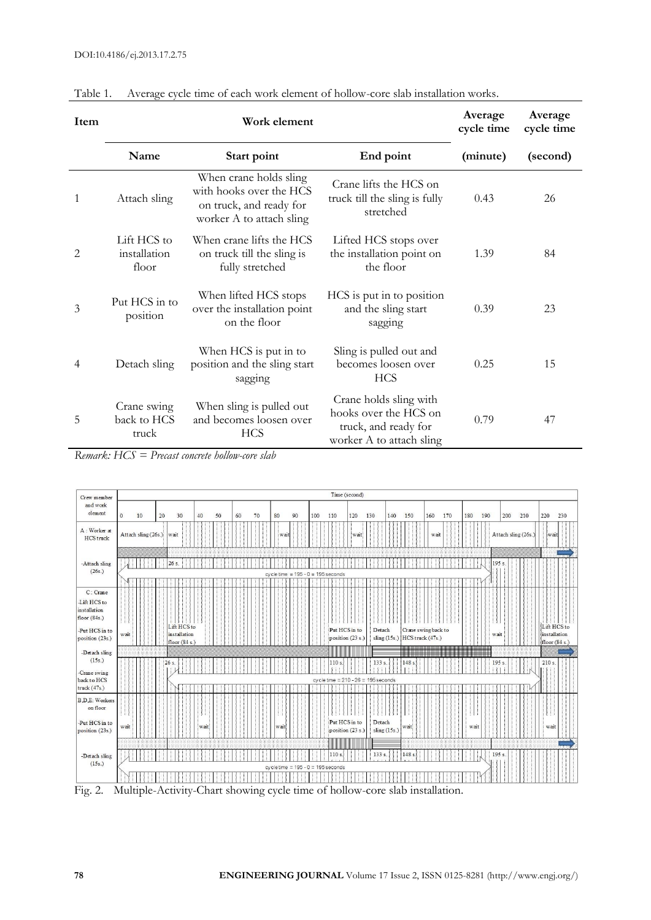Table 1. Average cycle time of each work element of hollow-core slab installation works.

| Item | Work element | | | Average cycle time | Average cycle time |
|---|---|---|---|---|---|
| | Name | Start point | End point | (minute) | (second) |
| 1 | Attach sling | When crane holds sling with hooks over the HCS on truck, and ready for worker A to attach sling | Crane lifts the HCS on truck till the sling is fully stretched | 0.43 | 26 |
| 2 | Lift HCS to installation floor | When crane lifts the HCS on truck till the sling is fully stretched | Lifted HCS stops over the installation point on the floor | 1.39 | 84 |
| 3 | Put HCS in to position | When lifted HCS stops over the installation point on the floor | HCS is put in to position and the sling start sagging | 0.39 | 23 |
| 4 | Detach sling | When HCS is put in to position and the sling start sagging | Sling is pulled out and becomes loosen over HCS | 0.25 | 15 |
| 5 | Crane swing back to HCS truck | When sling is pulled out and becomes loosen over HCS | Crane holds sling with hooks over the HCS on truck, and ready for worker A to attach sling | 0.79 | 47 |

*Remark: HCS = Precast concrete hollow-core slab*

Fig. 2. Multiple-Activity-Chart showing cycle time of hollow-core slab installation.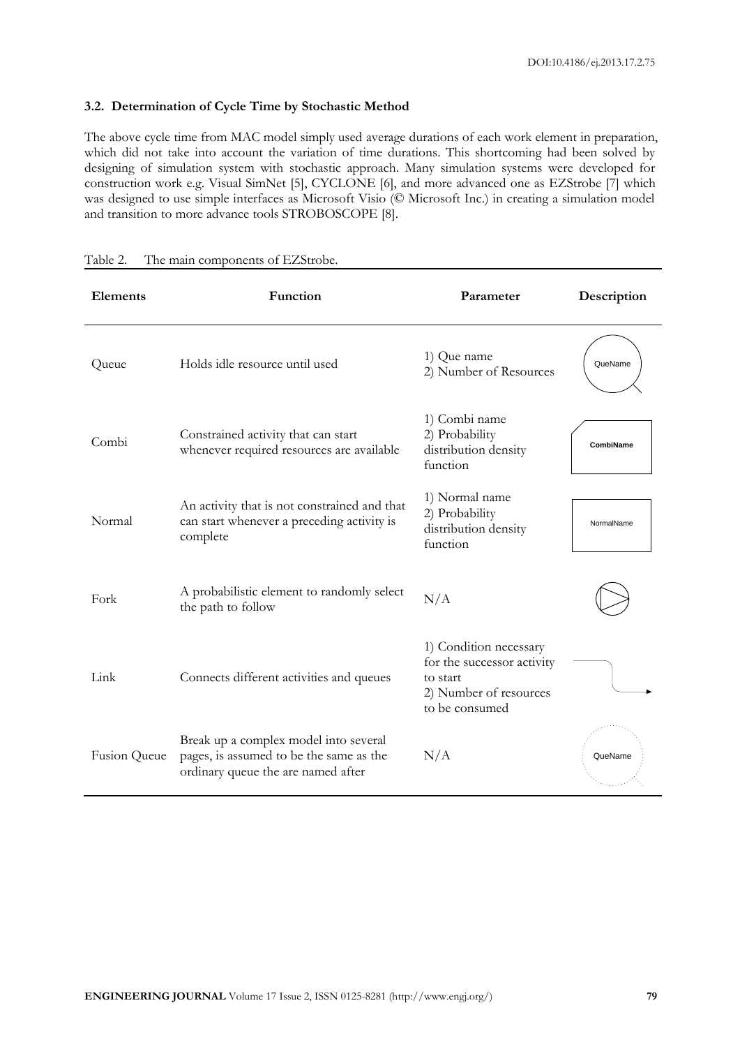### 3.2. Determination of Cycle Time by Stochastic Method

The above cycle time from MAC model simply used average durations of each work element in preparation, which did not take into account the variation of time durations. This shortcoming had been solved by designing of simulation system with stochastic approach. Many simulation systems were developed for construction work e.g. Visual SimNet [5], CYCLONE [6], and more advanced one as EZStrobe [7] which was designed to use simple interfaces as Microsoft Visio (© Microsoft Inc.) in creating a simulation model and transition to more advance tools STROBOSCOPE [8].

Table 2. The main components of EZStrobe.

| Elements | Function | Parameter | Description |
|---|---|---|---|
| Queue | Holds idle resource until used | 1) Que name<br>2) Number of Resources | QueName |
| Combi | Constrained activity that can start whenever required resources are available | 1) Combi name<br>2) Probability distribution density function | CombiName |
| Normal | An activity that is not constrained and that can start whenever a preceding activity is complete | 1) Normal name<br>2) Probability distribution density function | NormalName |
| Fork | A probabilistic element to randomly select the path to follow | N/A | |
| Link | Connects different activities and queues | 1) Condition necessary for the successor activity to start<br>2) Number of resources to be consumed | |
| Fusion Queue | Break up a complex model into several pages, is assumed to be the same as the ordinary queue the are named after | N/A | QueName |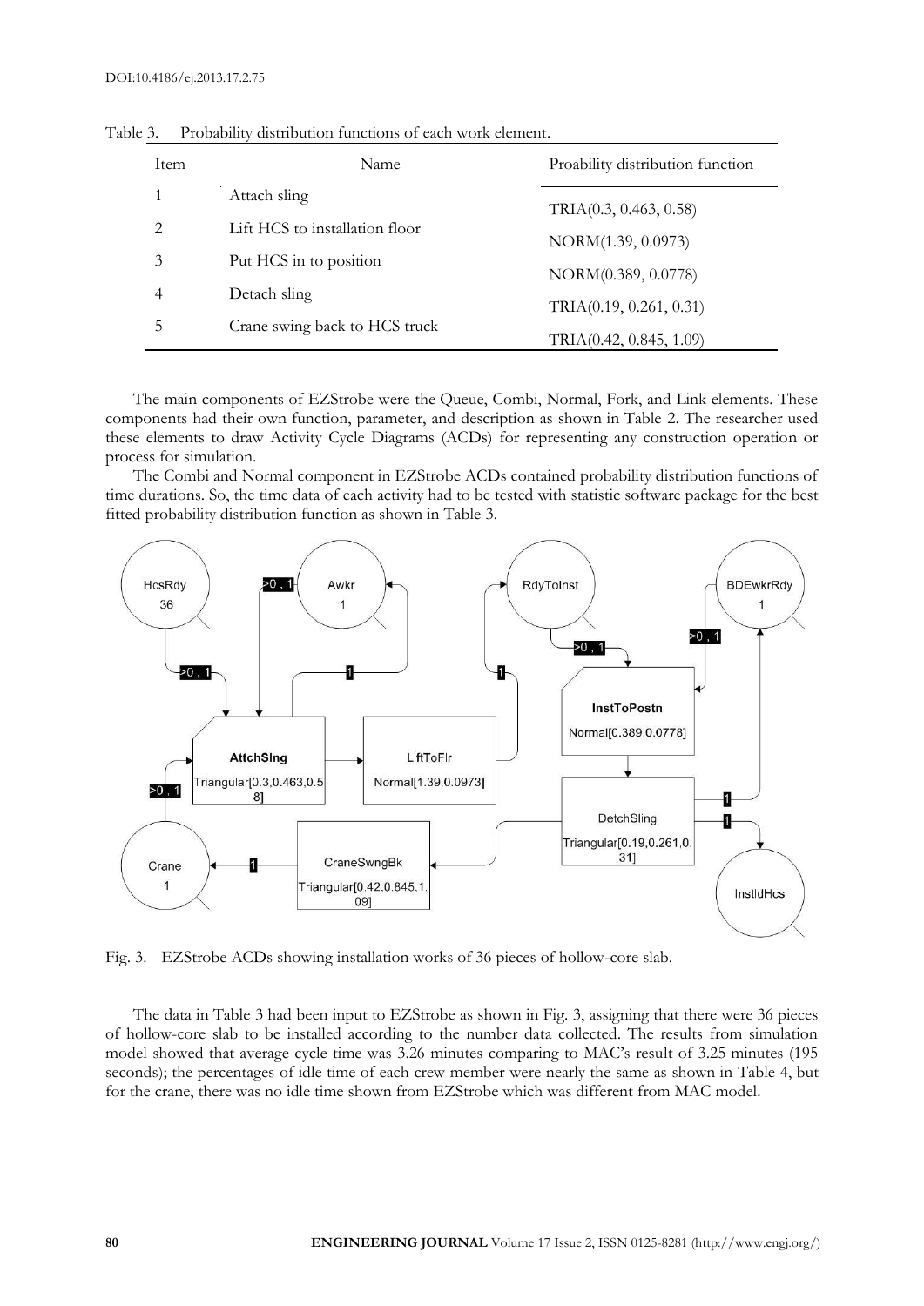Table 3. Probability distribution functions of each work element.

| Item | Name | Proability distribution function |
|---|---|---|
| 1 | Attach sling | TRIA(0.3, 0.463, 0.58) |
| 2 | Lift HCS to installation floor | NORM(1.39, 0.0973) |
| 3 | Put HCS in to position | NORM(0.389, 0.0778) |
| 4 | Detach sling | TRIA(0.19, 0.261, 0.31) |
| 5 | Crane swing back to HCS truck | TRIA(0.42, 0.845, 1.09) |

The main components of EZStrobe were the Queue, Combi, Normal, Fork, and Link elements. These components had their own function, parameter, and description as shown in Table 2. The researcher used these elements to draw Activity Cycle Diagrams (ACDs) for representing any construction operation or process for simulation.

The Combi and Normal component in EZStrobe ACDs contained probability distribution functions of time durations. So, the time data of each activity had to be tested with statistic software package for the best fitted probability distribution function as shown in Table 3.

Fig. 3. EZStrobe ACDs showing installation works of 36 pieces of hollow-core slab.

The data in Table 3 had been input to EZStrobe as shown in Fig. 3, assigning that there were 36 pieces of hollow-core slab to be installed according to the number data collected. The results from simulation model showed that average cycle time was 3.26 minutes comparing to MAC's result of 3.25 minutes (195 seconds); the percentages of idle time of each crew member were nearly the same as shown in Table 4, but for the crane, there was no idle time shown from EZStrobe which was different from MAC model.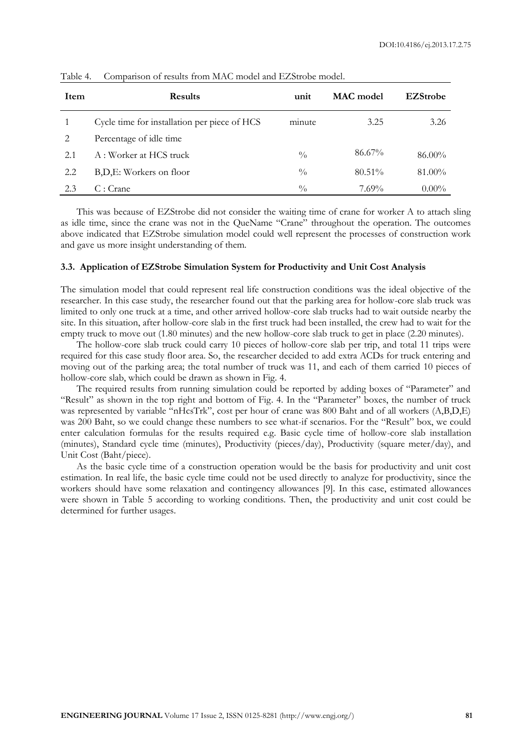Table 4. Comparison of results from MAC model and EZStrobe model.

| Item | Results | unit | MAC model | EZStrobe |
|---|---|---|---|---|
| 1 | Cycle time for installation per piece of HCS | minute | 3.25 | 3.26 |
| 2 | Percentage of idle time | | | |
| 2.1 | A : Worker at HCS truck | % | 86.67% | 86.00% |
| 2.2 | B,D,E: Workers on floor | % | 80.51% | 81.00% |
| 2.3 | C : Crane | % | 7.69% | 0.00% |

This was because of EZStrobe did not consider the waiting time of crane for worker A to attach sling as idle time, since the crane was not in the QueName "Crane" throughout the operation. The outcomes above indicated that EZStrobe simulation model could well represent the processes of construction work and gave us more insight understanding of them.

### 3.3. Application of EZStrobe Simulation System for Productivity and Unit Cost Analysis

The simulation model that could represent real life construction conditions was the ideal objective of the researcher. In this case study, the researcher found out that the parking area for hollow-core slab truck was limited to only one truck at a time, and other arrived hollow-core slab trucks had to wait outside nearby the site. In this situation, after hollow-core slab in the first truck had been installed, the crew had to wait for the empty truck to move out (1.80 minutes) and the new hollow-core slab truck to get in place (2.20 minutes).

The hollow-core slab truck could carry 10 pieces of hollow-core slab per trip, and total 11 trips were required for this case study floor area. So, the researcher decided to add extra ACDs for truck entering and moving out of the parking area; the total number of truck was 11, and each of them carried 10 pieces of hollow-core slab, which could be drawn as shown in Fig. 4.

The required results from running simulation could be reported by adding boxes of "Parameter" and "Result" as shown in the top right and bottom of Fig. 4. In the "Parameter" boxes, the number of truck was represented by variable "nHcsTrk", cost per hour of crane was 800 Baht and of all workers (A,B,D,E) was 200 Baht, so we could change these numbers to see what-if scenarios. For the "Result" box, we could enter calculation formulas for the results required e.g. Basic cycle time of hollow-core slab installation (minutes), Standard cycle time (minutes), Productivity (pieces/day), Productivity (square meter/day), and Unit Cost (Baht/piece).

As the basic cycle time of a construction operation would be the basis for productivity and unit cost estimation. In real life, the basic cycle time could not be used directly to analyze for productivity, since the workers should have some relaxation and contingency allowances [9]. In this case, estimated allowances were shown in Table 5 according to working conditions. Then, the productivity and unit cost could be determined for further usages.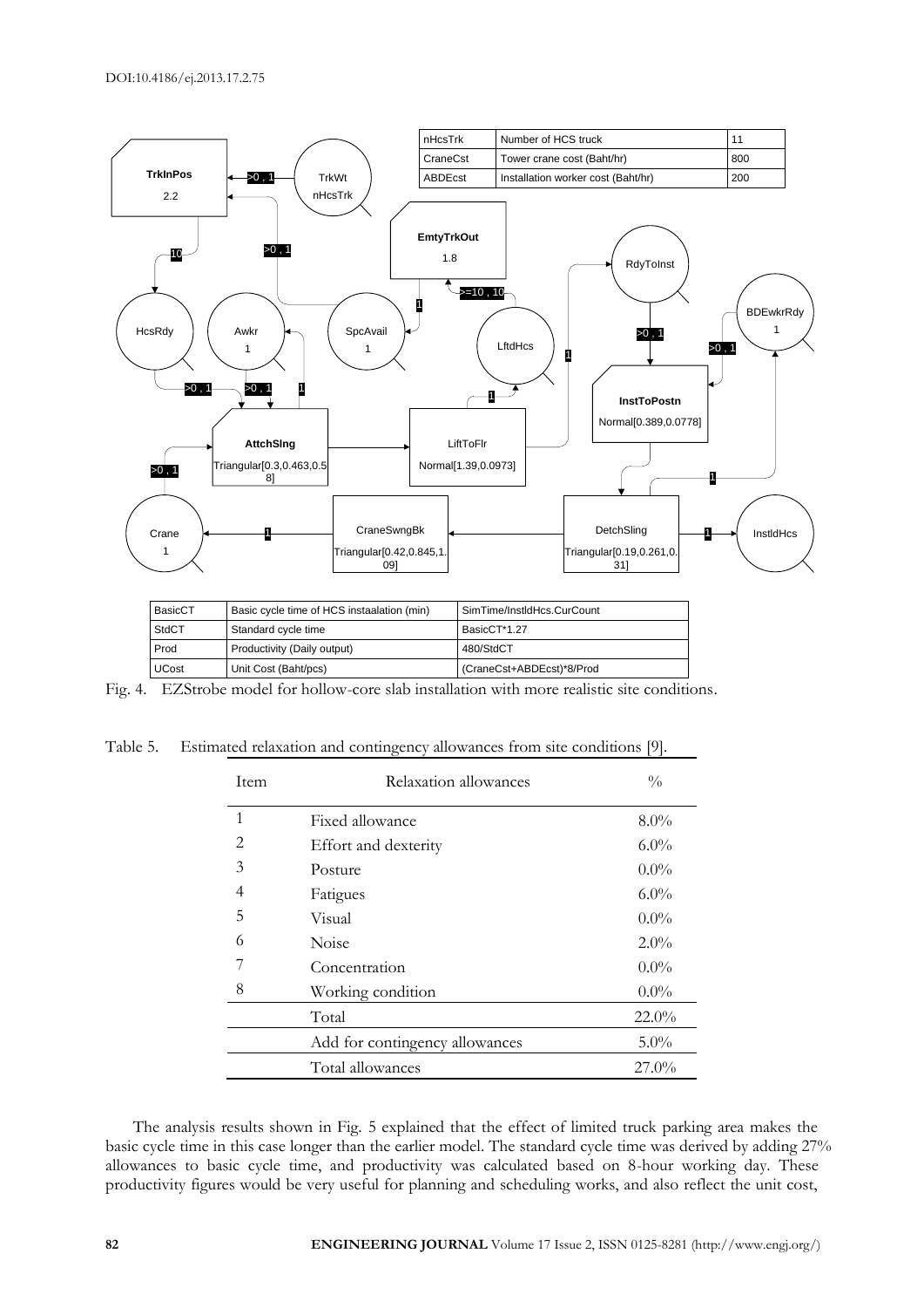| nHcsTrk | Number of HCS truck | 11 |
|---|---|---|
| CraneCst | Tower crane cost (Baht/hr) | 800 |
| ABDEcst | Installation worker cost (Baht/hr) | 200 |

| BasicCT | Basic cycle time of HCS instaalation (min) | SimTime/InstldHcs.CurCount |
|---|---|---|
| StdCT | Standard cycle time | BasicCT*1.27 |
| Prod | Productivity (Daily output) | 480/StdCT |
| UCost | Unit Cost (Baht/pcs) | (CraneCst+ABDEcst)*8/Prod |

Fig. 4. EZStrobe model for hollow-core slab installation with more realistic site conditions.

Table 5. Estimated relaxation and contingency allowances from site conditions [9].

| Item | Relaxation allowances | % |
|---|---|---|
| 1 | Fixed allowance | 8.0% |
| 2 | Effort and dexterity | 6.0% |
| 3 | Posture | 0.0% |
| 4 | Fatigues | 6.0% |
| 5 | Visual | 0.0% |
| 6 | Noise | 2.0% |
| 7 | Concentration | 0.0% |
| 8 | Working condition | 0.0% |
| | Total | 22.0% |
| | Add for contingency allowances | 5.0% |
| | Total allowances | 27.0% |

The analysis results shown in Fig. 5 explained that the effect of limited truck parking area makes the basic cycle time in this case longer than the earlier model. The standard cycle time was derived by adding 27% allowances to basic cycle time, and productivity was calculated based on 8-hour working day. These productivity figures would be very useful for planning and scheduling works, and also reflect the unit cost,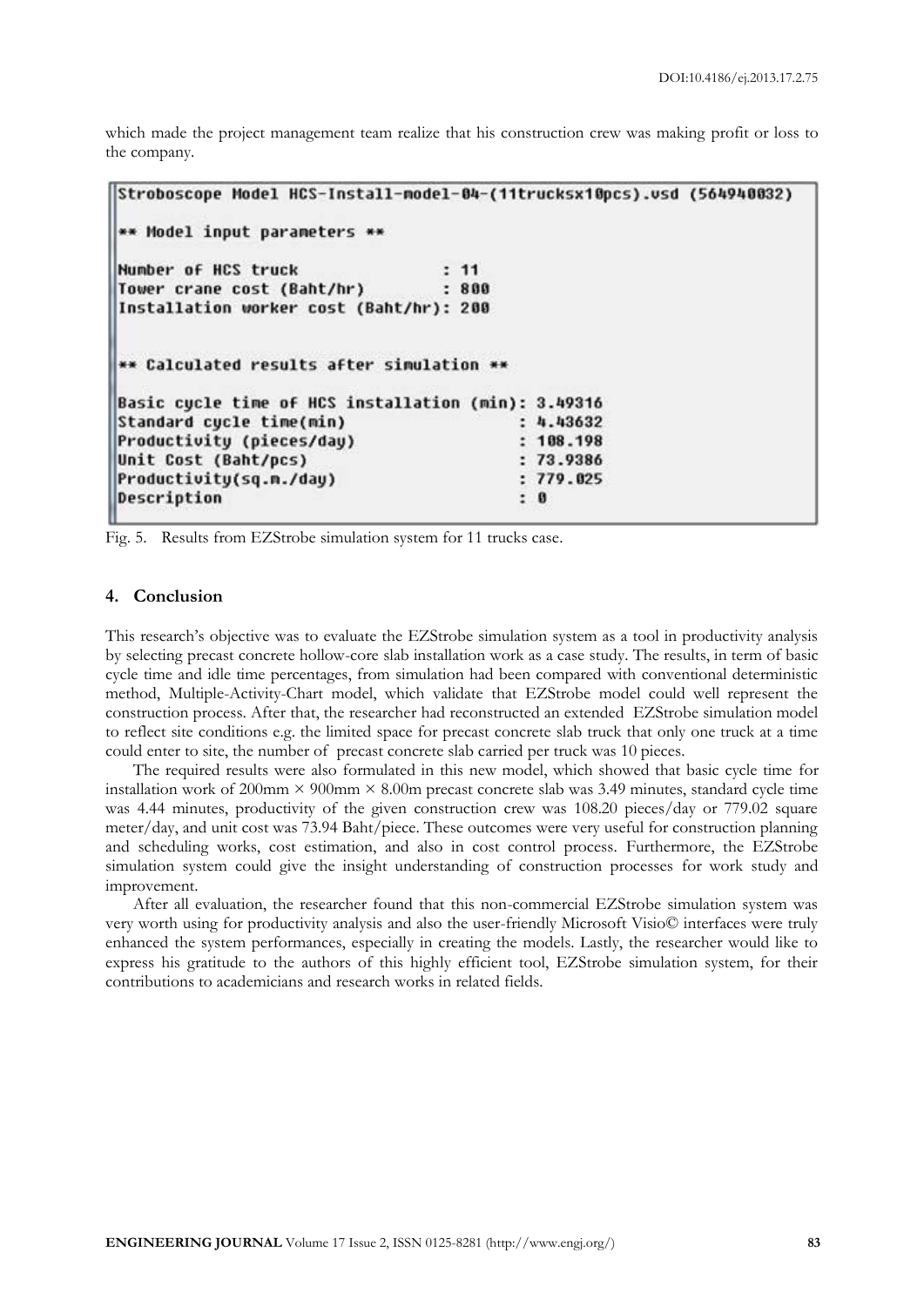which made the project management team realize that his construction crew was making profit or loss to the company.

```
Stroboscope Model HCS-Install-model-04-(11trucksx10pcs).vsd (564940032)

** Model input parameters **

Number of HCS truck              : 11
Tower crane cost (Baht/hr)       : 800
Installation worker cost (Baht/hr): 200


** Calculated results after simulation **

Basic cycle time of HCS installation (min): 3.49316
Standard cycle time(min)                   : 4.43632
Productivity (pieces/day)                  : 108.198
Unit Cost (Baht/pcs)                       : 73.9386
Productivity(sq.m./day)                    : 779.025
Description                                : 0
```

Fig. 5. Results from EZStrobe simulation system for 11 trucks case.

## 4. Conclusion

This research's objective was to evaluate the EZStrobe simulation system as a tool in productivity analysis by selecting precast concrete hollow-core slab installation work as a case study. The results, in term of basic cycle time and idle time percentages, from simulation had been compared with conventional deterministic method, Multiple-Activity-Chart model, which validate that EZStrobe model could well represent the construction process. After that, the researcher had reconstructed an extended EZStrobe simulation model to reflect site conditions e.g. the limited space for precast concrete slab truck that only one truck at a time could enter to site, the number of precast concrete slab carried per truck was 10 pieces.

The required results were also formulated in this new model, which showed that basic cycle time for installation work of 200mm × 900mm × 8.00m precast concrete slab was 3.49 minutes, standard cycle time was 4.44 minutes, productivity of the given construction crew was 108.20 pieces/day or 779.02 square meter/day, and unit cost was 73.94 Baht/piece. These outcomes were very useful for construction planning and scheduling works, cost estimation, and also in cost control process. Furthermore, the EZStrobe simulation system could give the insight understanding of construction processes for work study and improvement.

After all evaluation, the researcher found that this non-commercial EZStrobe simulation system was very worth using for productivity analysis and also the user-friendly Microsoft Visio© interfaces were truly enhanced the system performances, especially in creating the models. Lastly, the researcher would like to express his gratitude to the authors of this highly efficient tool, EZStrobe simulation system, for their contributions to academicians and research works in related fields.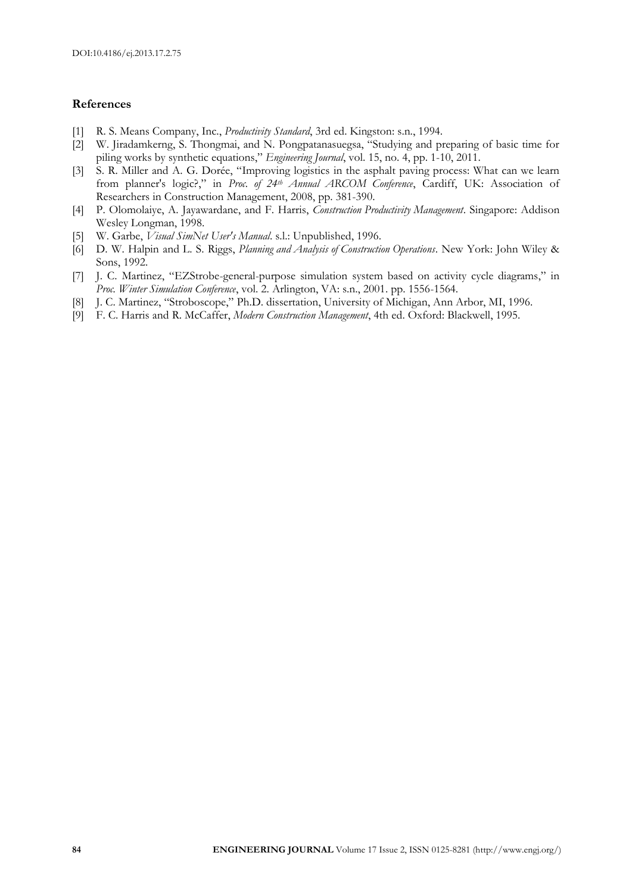## References

[1] R. S. Means Company, Inc., *Productivity Standard*, 3rd ed. Kingston: s.n., 1994.

[2] W. Jiradamkerng, S. Thongmai, and N. Pongpatanasuegsa, "Studying and preparing of basic time for piling works by synthetic equations," *Engineering Journal*, vol. 15, no. 4, pp. 1-10, 2011.

[3] S. R. Miller and A. G. Dorée, "Improving logistics in the asphalt paving process: What can we learn from planner's logic?," in *Proc. of 24th Annual ARCOM Conference*, Cardiff, UK: Association of Researchers in Construction Management, 2008, pp. 381-390.

[4] P. Olomolaiye, A. Jayawardane, and F. Harris, *Construction Productivity Management*. Singapore: Addison Wesley Longman, 1998.

[5] W. Garbe, *Visual SimNet User's Manual*. s.l.: Unpublished, 1996.

[6] D. W. Halpin and L. S. Riggs, *Planning and Analysis of Construction Operations*. New York: John Wiley & Sons, 1992.

[7] J. C. Martinez, "EZStrobe-general-purpose simulation system based on activity cycle diagrams," in *Proc. Winter Simulation Conference*, vol. 2. Arlington, VA: s.n., 2001. pp. 1556-1564.

[8] J. C. Martinez, "Stroboscope," Ph.D. dissertation, University of Michigan, Ann Arbor, MI, 1996.

[9] F. C. Harris and R. McCaffer, *Modern Construction Management*, 4th ed. Oxford: Blackwell, 1995.